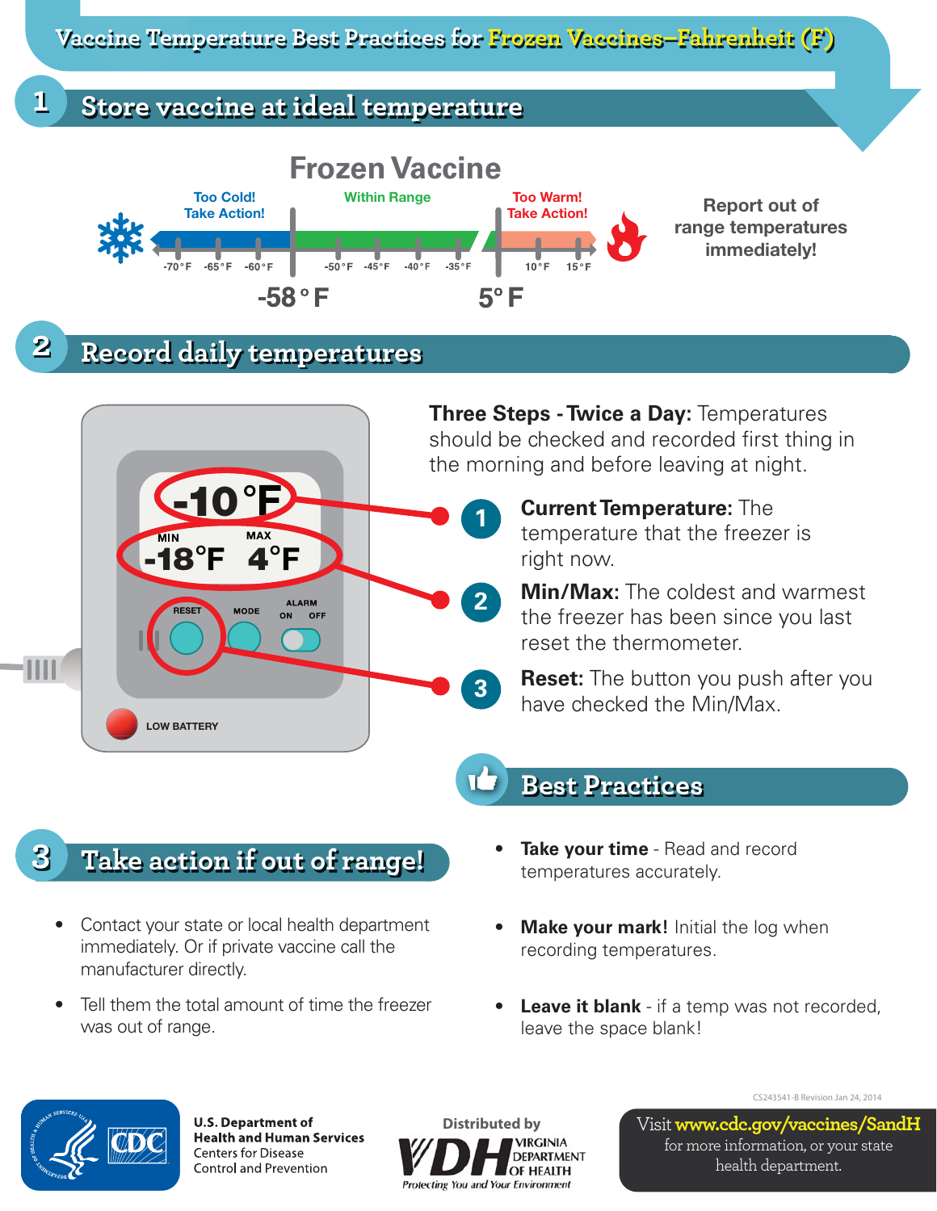# Vaccine Temperature Best Practices for Frozen Vaccines—Fahrenheit (F)

## 1 Store vaccine at ideal temperature

### Frozen Vaccine

Too Cold! Take Action! | Within Range | Too Warm! Take Action!

-70°F -65°F -60°F | -50°F -45°F -40°F -35°F | 10°F 15°F

-58°F | 5°F

Report out of range temperatures immediately!

## 2 Record daily temperatures

-10°F

MIN -18°F MAX 4°F

RESET MODE ALARM ON OFF

LOW BATTERY

**Three Steps - Twice a Day:** Temperatures should be checked and recorded first thing in the morning and before leaving at night.

1. **Current Temperature:** The temperature that the freezer is right now.
2. **Min/Max:** The coldest and warmest the freezer has been since you last reset the thermometer.
3. **Reset:** The button you push after you have checked the Min/Max.

## Best Practices

- **Take your time** - Read and record temperatures accurately.
- **Make your mark!** Initial the log when recording temperatures.
- **Leave it blank** - if a temp was not recorded, leave the space blank!

## 3 Take action if out of range!

- Contact your state or local health department immediately. Or if private vaccine call the manufacturer directly.
- Tell them the total amount of time the freezer was out of range.

CS243541-B Revision Jan 24, 2014

U.S. Department of Health and Human Services
Centers for Disease Control and Prevention

Distributed by VDH Virginia Department of Health — Protecting You and Your Environment

Visit www.cdc.gov/vaccines/SandH for more information, or your state health department.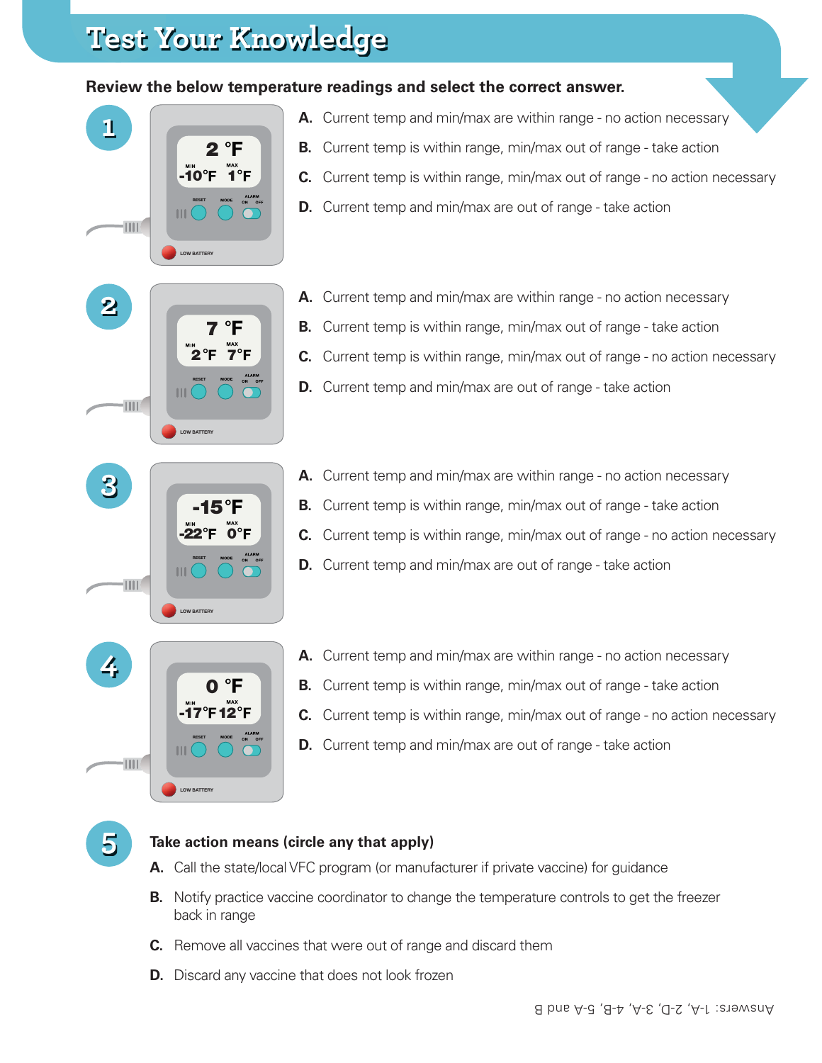# Test Your Knowledge

**Review the below temperature readings and select the correct answer.**

**1**

2 °F
MIN -10°F MAX 1°F
RESET MODE ALARM ON OFF
LOW BATTERY

**A.** Current temp and min/max are within range - no action necessary

**B.** Current temp is within range, min/max out of range - take action

**C.** Current temp is within range, min/max out of range - no action necessary

**D.** Current temp and min/max are out of range - take action

**2**

7 °F
MIN 2°F MAX 7°F
RESET MODE ALARM ON OFF
LOW BATTERY

**A.** Current temp and min/max are within range - no action necessary

**B.** Current temp is within range, min/max out of range - take action

**C.** Current temp is within range, min/max out of range - no action necessary

**D.** Current temp and min/max are out of range - take action

**3**

-15°F
MIN -22°F MAX 0°F
RESET MODE ALARM ON OFF
LOW BATTERY

**A.** Current temp and min/max are within range - no action necessary

**B.** Current temp is within range, min/max out of range - take action

**C.** Current temp is within range, min/max out of range - no action necessary

**D.** Current temp and min/max are out of range - take action

**4**

0 °F
MIN -17°F MAX 12°F
RESET MODE ALARM ON OFF
LOW BATTERY

**A.** Current temp and min/max are within range - no action necessary

**B.** Current temp is within range, min/max out of range - take action

**C.** Current temp is within range, min/max out of range - no action necessary

**D.** Current temp and min/max are out of range - take action

**5**

**Take action means (circle any that apply)**

**A.** Call the state/local VFC program (or manufacturer if private vaccine) for guidance

**B.** Notify practice vaccine coordinator to change the temperature controls to get the freezer back in range

**C.** Remove all vaccines that were out of range and discard them

**D.** Discard any vaccine that does not look frozen

Answers: 1-A, 2-D, 3-A, 4-B, 5-A and B